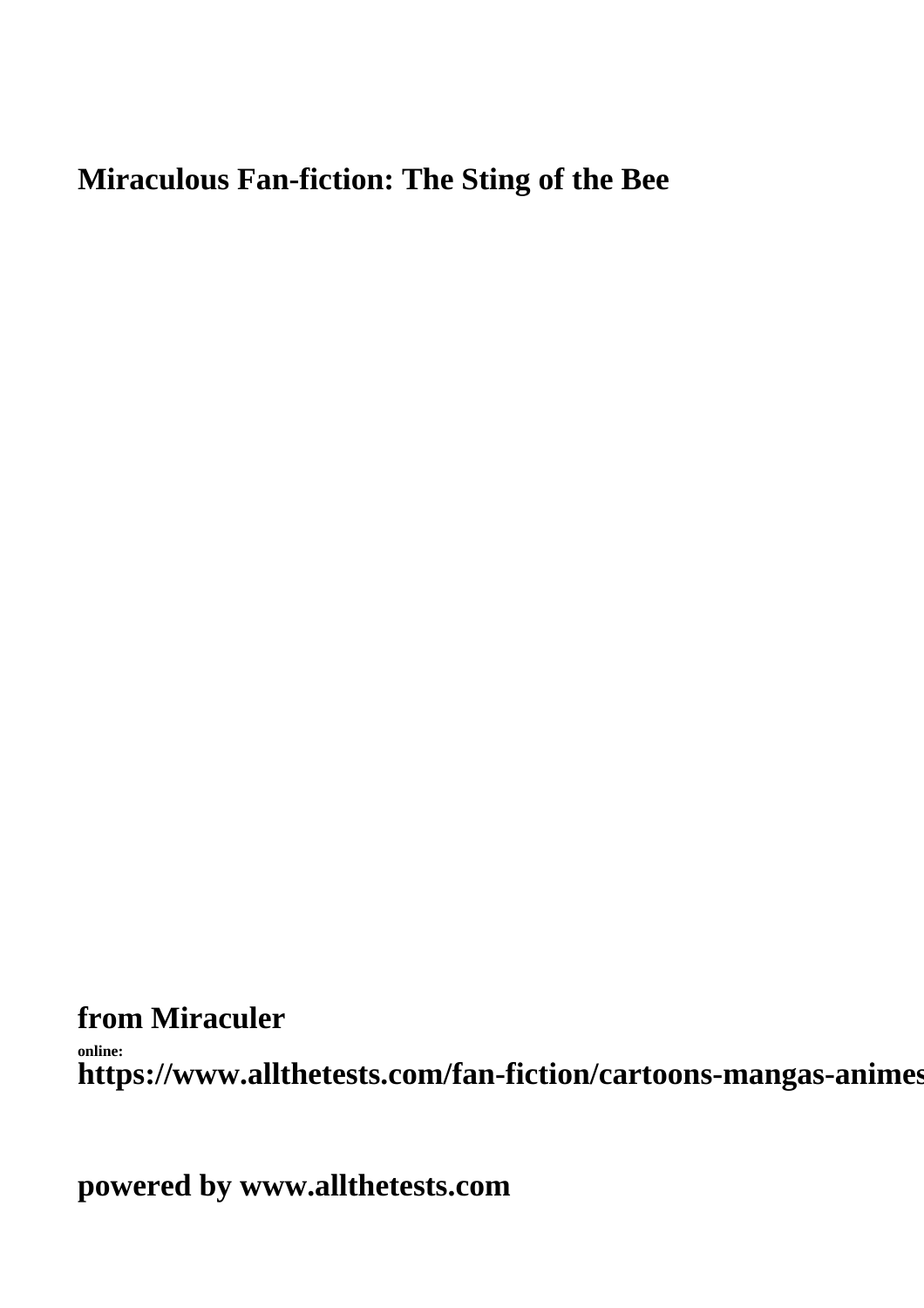# Miraculous Fan-fiction: The Sting of the Bee

**from Miraculer**

**online:**

**https://www.allthetests.com/fan-fiction/cartoons-mangas-animes**

**powered by www.allthetests.com**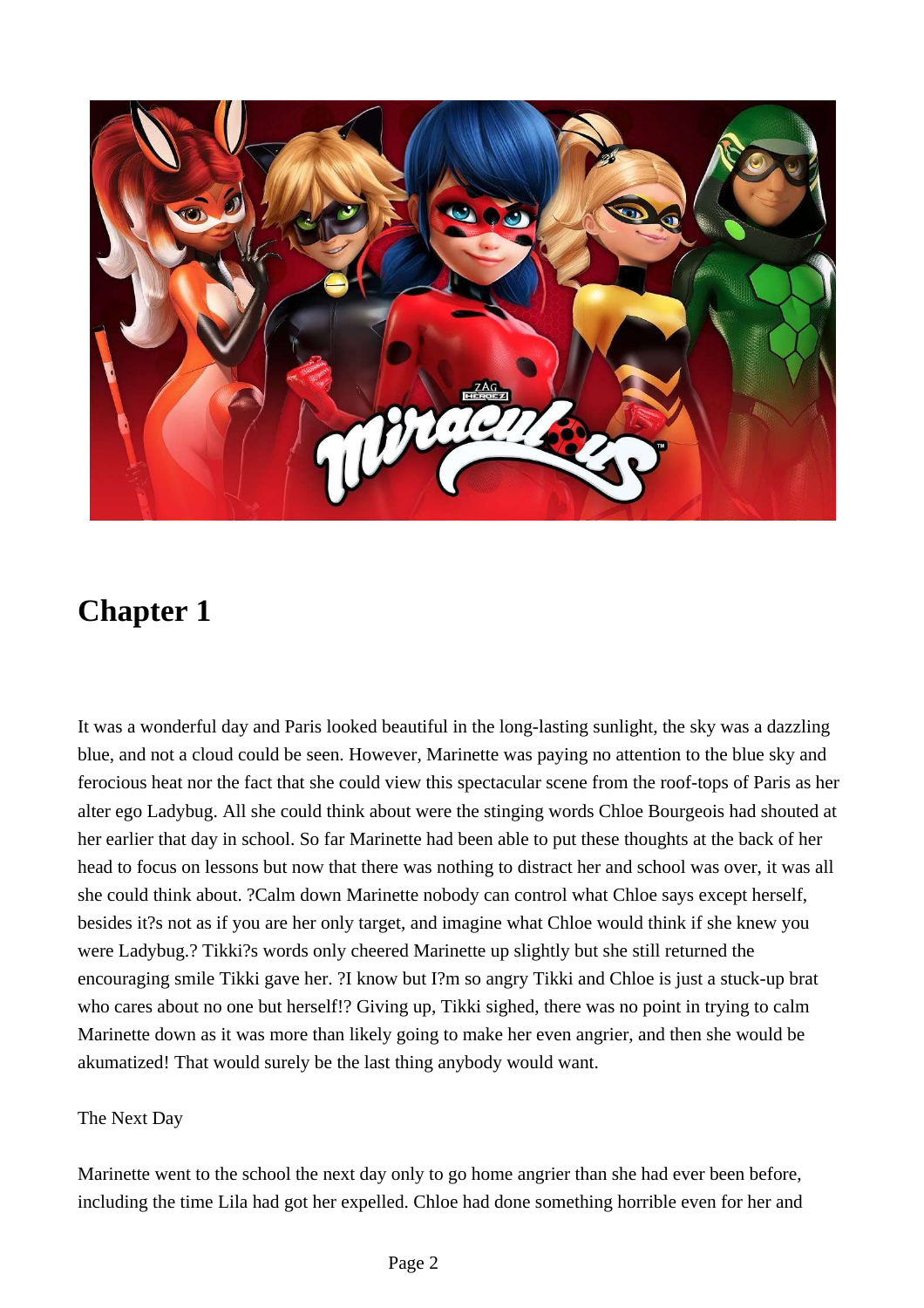## Chapter 1

It was a wonderful day and Paris looked beautiful in the long-lasting sunlight, the sky was a dazzling blue, and not a cloud could be seen. However, Marinette was paying no attention to the blue sky and ferocious heat nor the fact that she could view this spectacular scene from the roof-tops of Paris as her alter ego Ladybug. All she could think about were the stinging words Chloe Bourgeois had shouted at her earlier that day in school. So far Marinette had been able to put these thoughts at the back of her head to focus on lessons but now that there was nothing to distract her and school was over, it was all she could think about. ?Calm down Marinette nobody can control what Chloe says except herself, besides it?s not as if you are her only target, and imagine what Chloe would think if she knew you were Ladybug.? Tikki?s words only cheered Marinette up slightly but she still returned the encouraging smile Tikki gave her. ?I know but I?m so angry Tikki and Chloe is just a stuck-up brat who cares about no one but herself!? Giving up, Tikki sighed, there was no point in trying to calm Marinette down as it was more than likely going to make her even angrier, and then she would be akumatized! That would surely be the last thing anybody would want.

The Next Day

Marinette went to the school the next day only to go home angrier than she had ever been before, including the time Lila had got her expelled. Chloe had done something horrible even for her and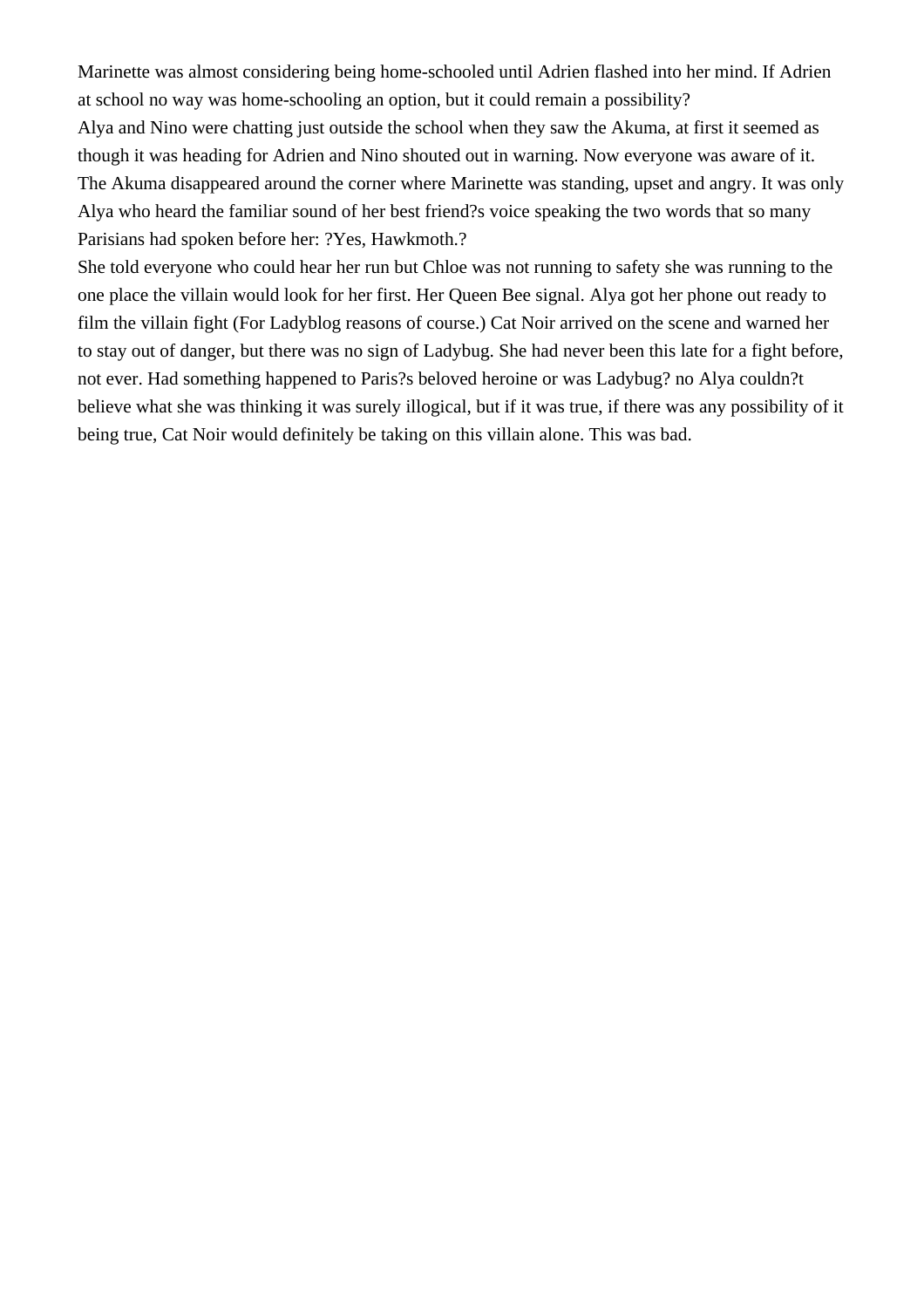Marinette was almost considering being home-schooled until Adrien flashed into her mind. If Adrien at school no way was home-schooling an option, but it could remain a possibility?

Alya and Nino were chatting just outside the school when they saw the Akuma, at first it seemed as though it was heading for Adrien and Nino shouted out in warning. Now everyone was aware of it. The Akuma disappeared around the corner where Marinette was standing, upset and angry. It was only Alya who heard the familiar sound of her best friend?s voice speaking the two words that so many Parisians had spoken before her: ?Yes, Hawkmoth.?

She told everyone who could hear her run but Chloe was not running to safety she was running to the one place the villain would look for her first. Her Queen Bee signal. Alya got her phone out ready to film the villain fight (For Ladyblog reasons of course.) Cat Noir arrived on the scene and warned her to stay out of danger, but there was no sign of Ladybug. She had never been this late for a fight before, not ever. Had something happened to Paris?s beloved heroine or was Ladybug? no Alya couldn?t believe what she was thinking it was surely illogical, but if it was true, if there was any possibility of it being true, Cat Noir would definitely be taking on this villain alone. This was bad.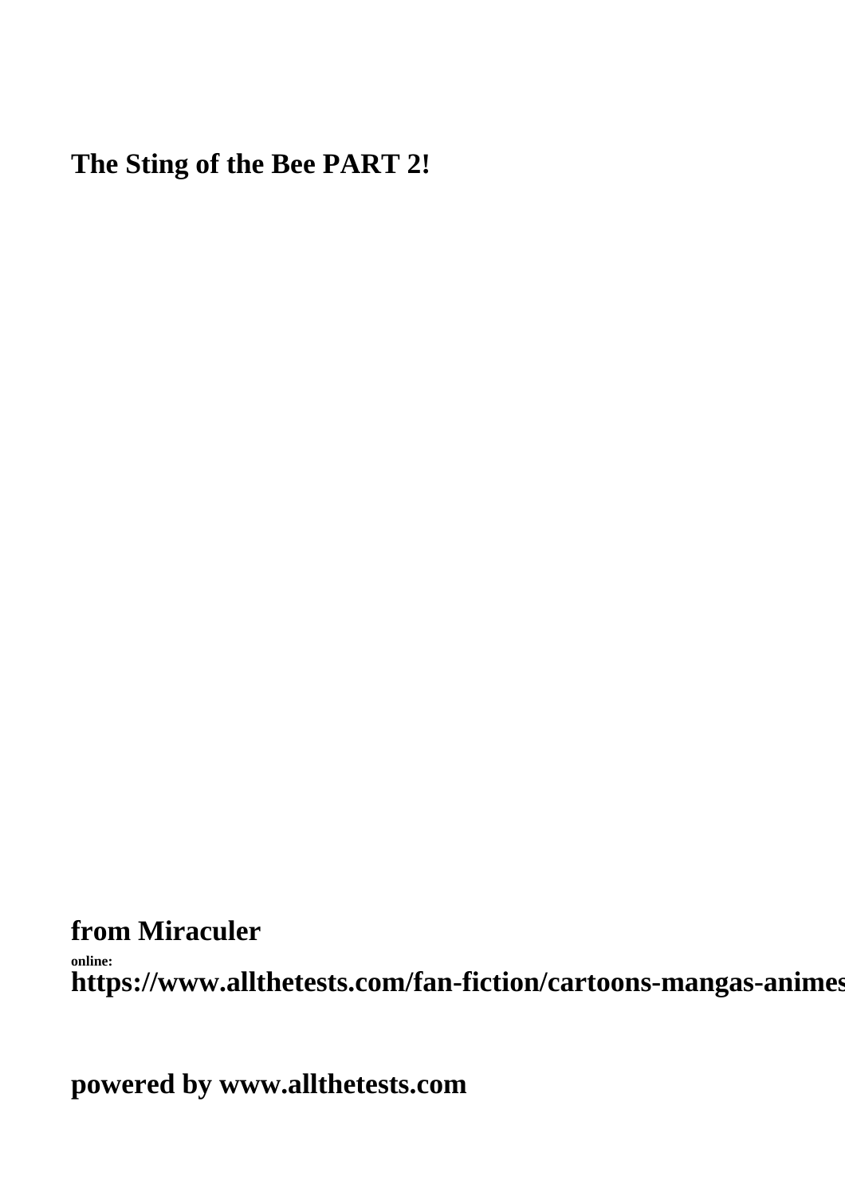# The Sting of the Bee PART 2!

**from Miraculer**

**online:**
**https://www.allthetests.com/fan-fiction/cartoons-mangas-animes**

**powered by www.allthetests.com**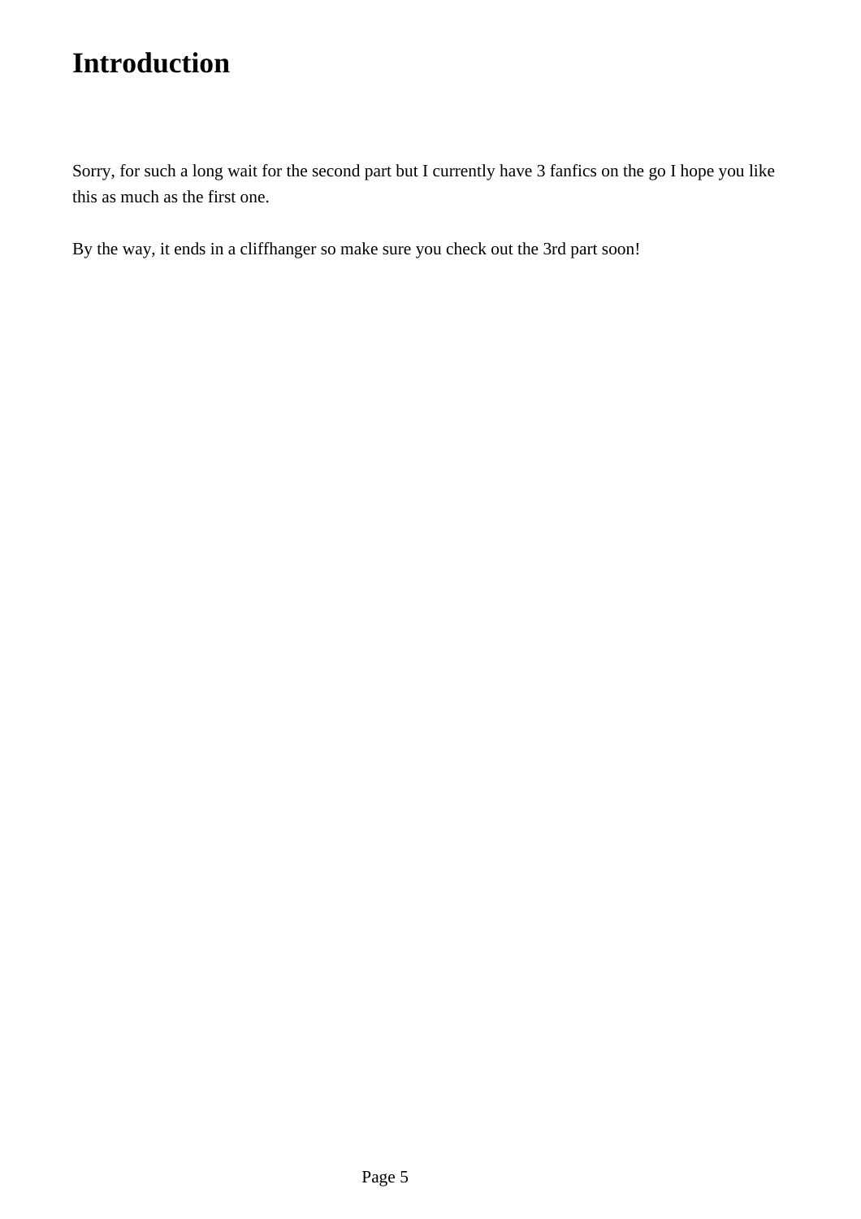# Introduction

Sorry, for such a long wait for the second part but I currently have 3 fanfics on the go I hope you like this as much as the first one.

By the way, it ends in a cliffhanger so make sure you check out the 3rd part soon!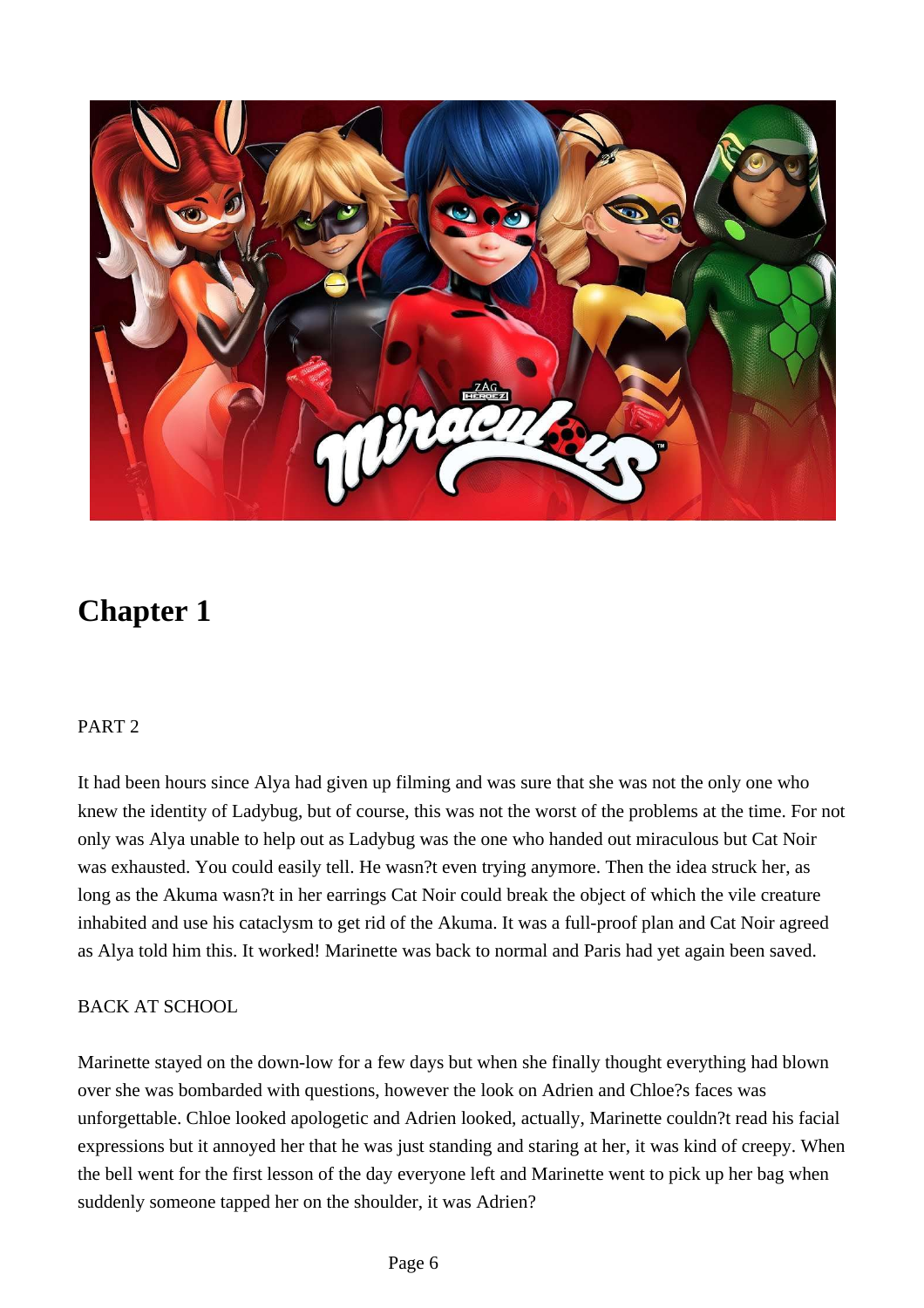## Chapter 1

PART 2

It had been hours since Alya had given up filming and was sure that she was not the only one who knew the identity of Ladybug, but of course, this was not the worst of the problems at the time. For not only was Alya unable to help out as Ladybug was the one who handed out miraculous but Cat Noir was exhausted. You could easily tell. He wasn?t even trying anymore. Then the idea struck her, as long as the Akuma wasn?t in her earrings Cat Noir could break the object of which the vile creature inhabited and use his cataclysm to get rid of the Akuma. It was a full-proof plan and Cat Noir agreed as Alya told him this. It worked! Marinette was back to normal and Paris had yet again been saved.

BACK AT SCHOOL

Marinette stayed on the down-low for a few days but when she finally thought everything had blown over she was bombarded with questions, however the look on Adrien and Chloe?s faces was unforgettable. Chloe looked apologetic and Adrien looked, actually, Marinette couldn?t read his facial expressions but it annoyed her that he was just standing and staring at her, it was kind of creepy. When the bell went for the first lesson of the day everyone left and Marinette went to pick up her bag when suddenly someone tapped her on the shoulder, it was Adrien?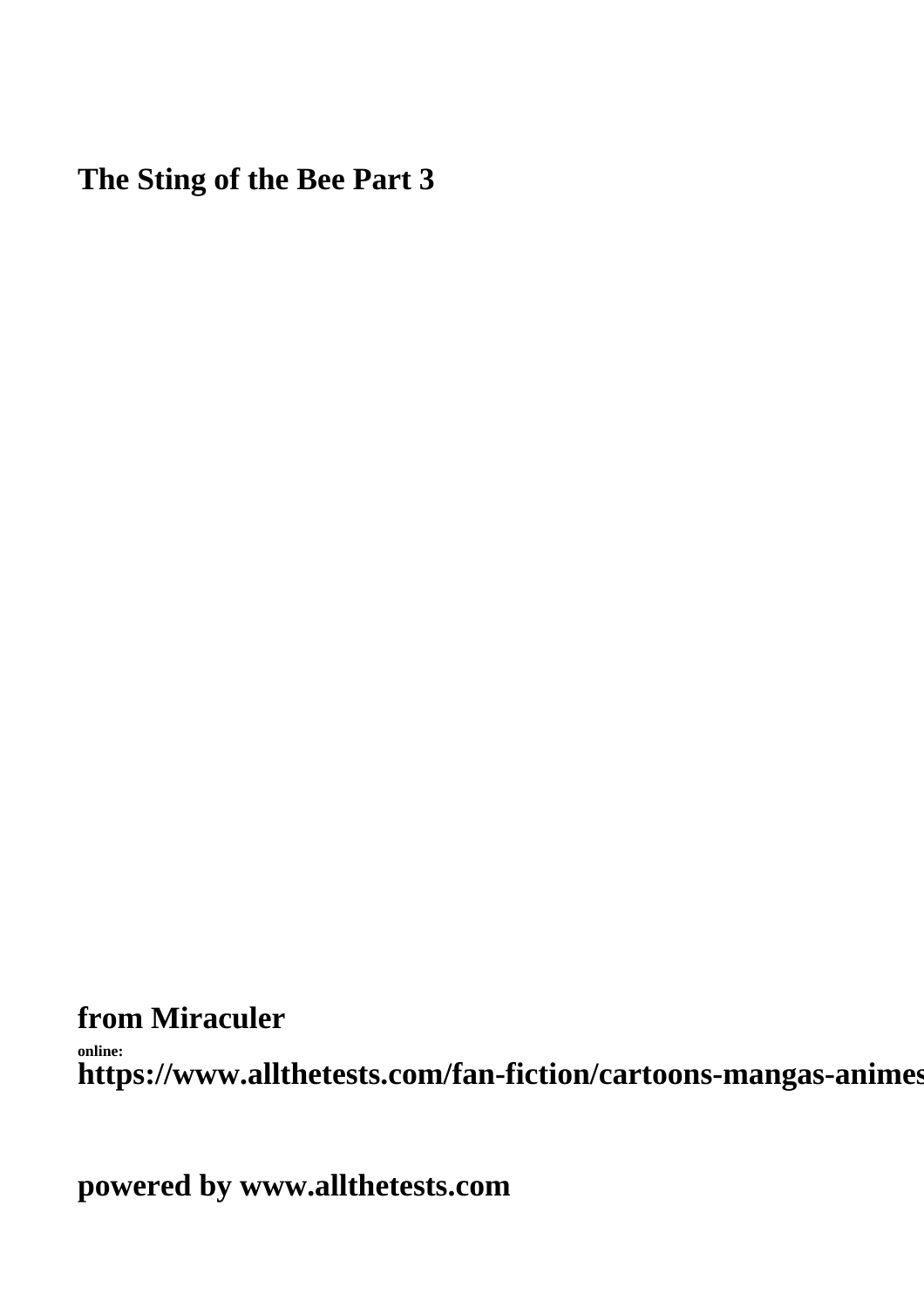# The Sting of the Bee Part 3

## from Miraculer

online:
https://www.allthetests.com/fan-fiction/cartoons-mangas-animes

## powered by www.allthetests.com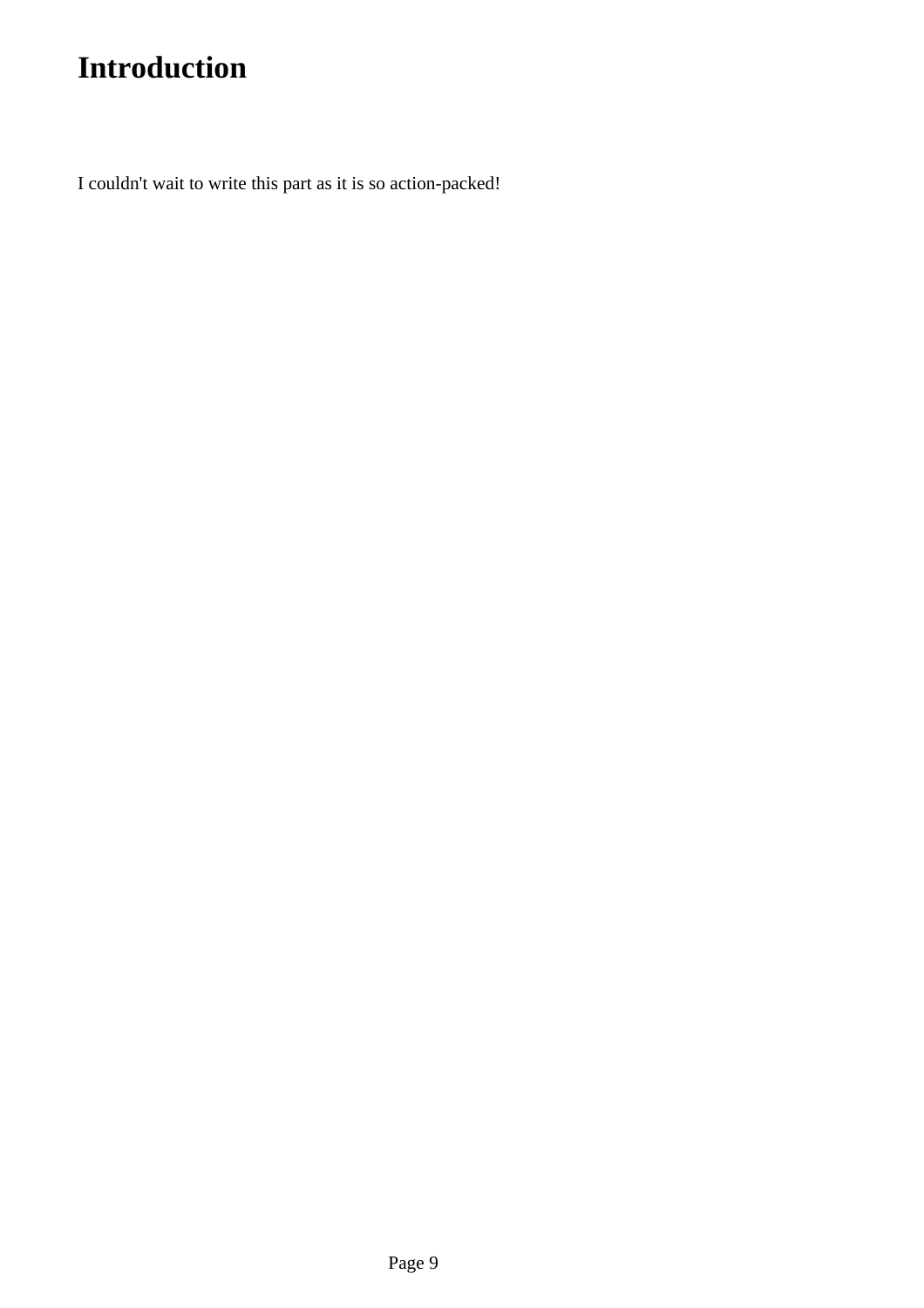# Introduction

I couldn't wait to write this part as it is so action-packed!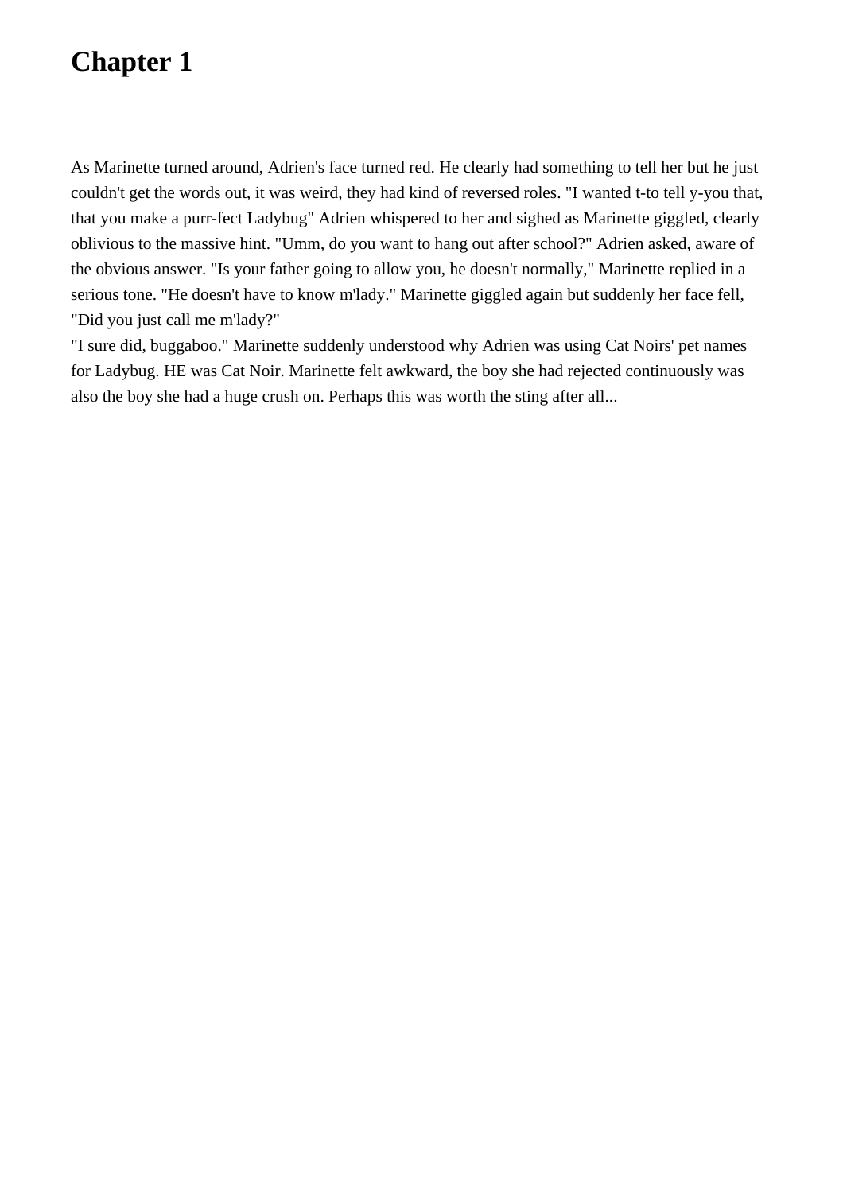# Chapter 1

As Marinette turned around, Adrien's face turned red. He clearly had something to tell her but he just couldn't get the words out, it was weird, they had kind of reversed roles. "I wanted t-to tell y-you that, that you make a purr-fect Ladybug" Adrien whispered to her and sighed as Marinette giggled, clearly oblivious to the massive hint. "Umm, do you want to hang out after school?" Adrien asked, aware of the obvious answer. "Is your father going to allow you, he doesn't normally," Marinette replied in a serious tone. "He doesn't have to know m'lady." Marinette giggled again but suddenly her face fell, "Did you just call me m'lady?"
"I sure did, buggaboo." Marinette suddenly understood why Adrien was using Cat Noirs' pet names for Ladybug. HE was Cat Noir. Marinette felt awkward, the boy she had rejected continuously was also the boy she had a huge crush on. Perhaps this was worth the sting after all...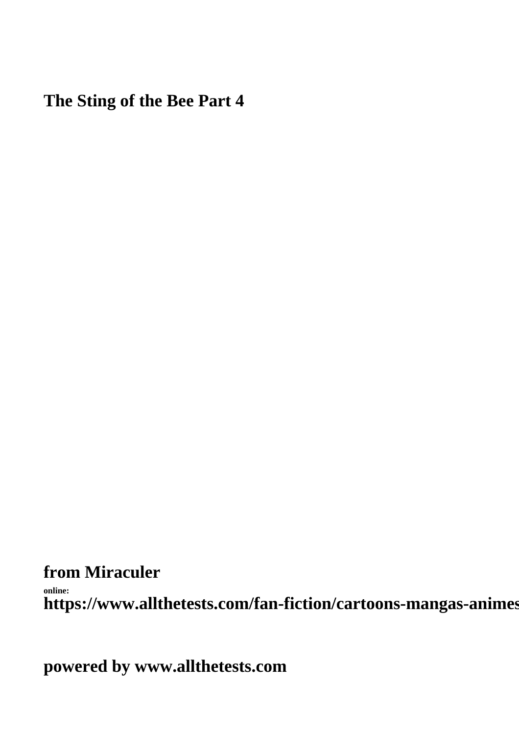**The Sting of the Bee Part 4**

**from Miraculer**

**online:**
**https://www.allthetests.com/fan-fiction/cartoons-mangas-animes**

**powered by www.allthetests.com**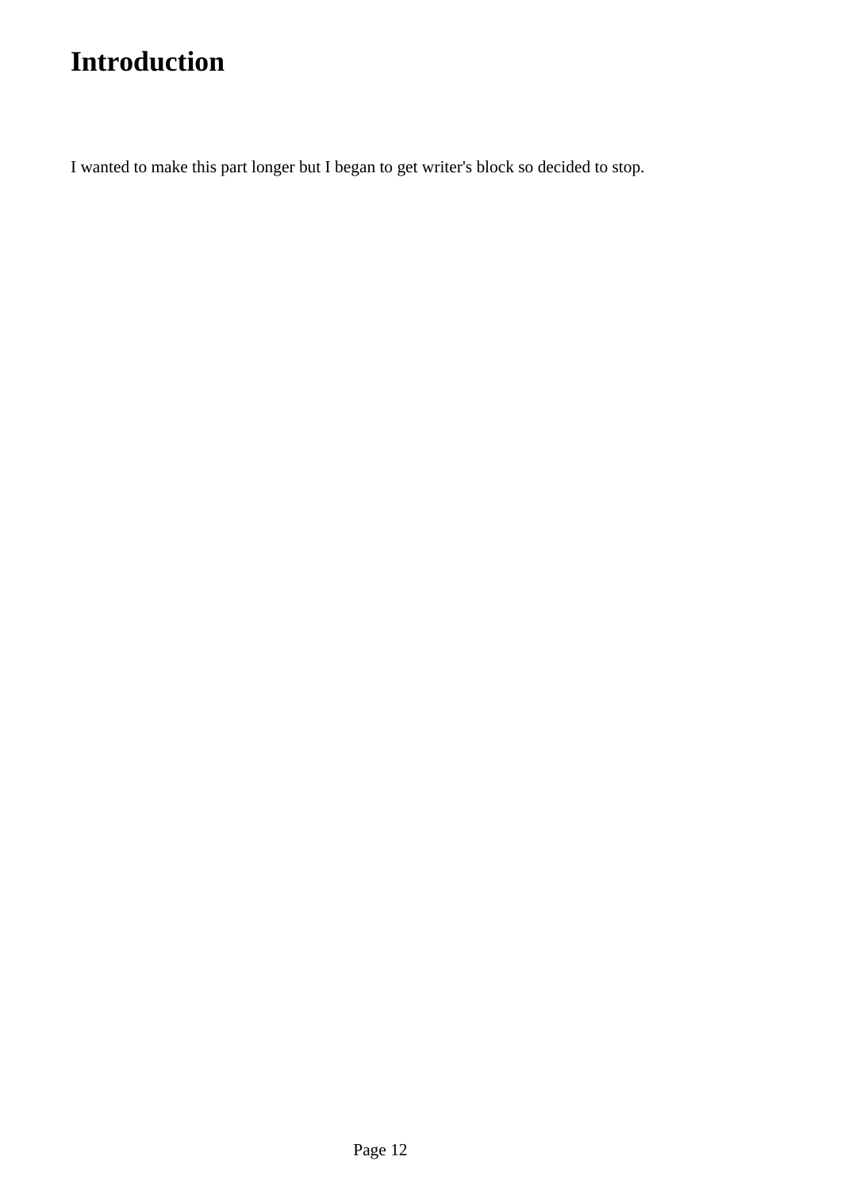# Introduction

I wanted to make this part longer but I began to get writer's block so decided to stop.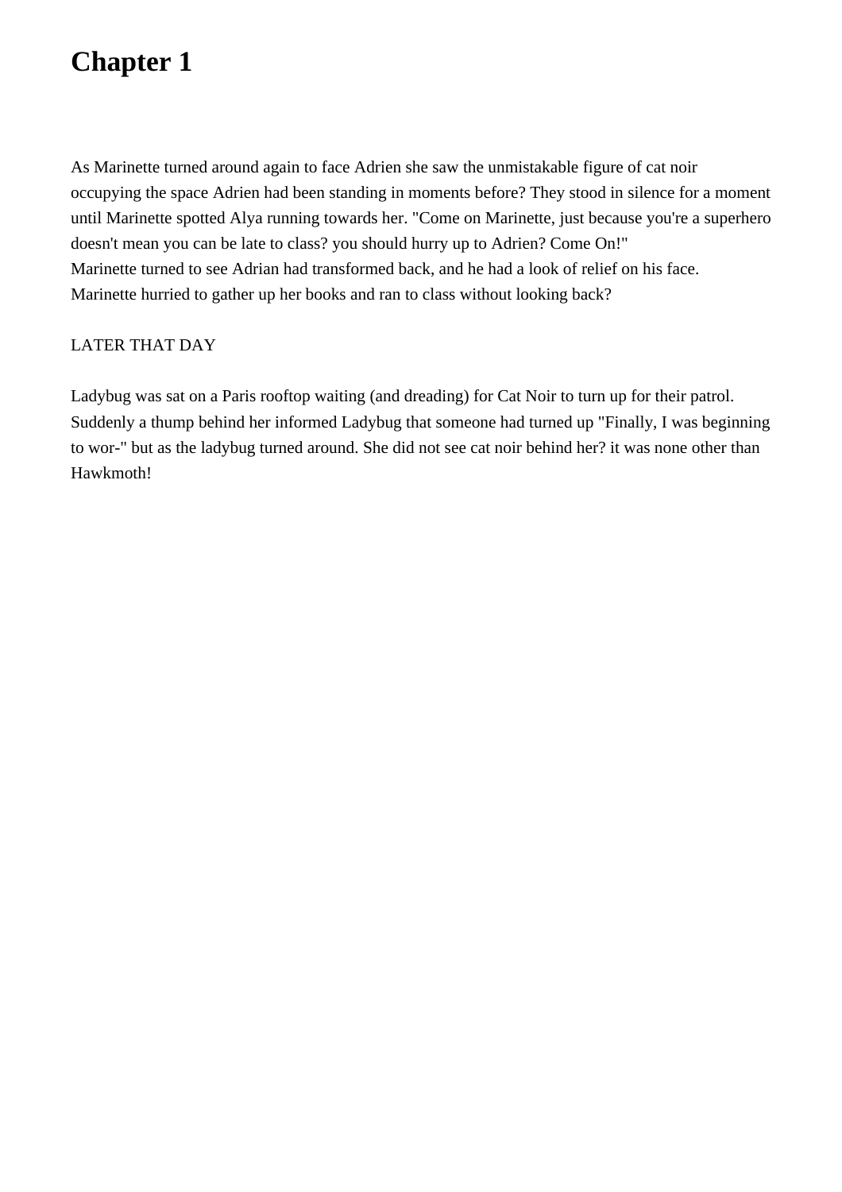# Chapter 1

As Marinette turned around again to face Adrien she saw the unmistakable figure of cat noir occupying the space Adrien had been standing in moments before? They stood in silence for a moment until Marinette spotted Alya running towards her. "Come on Marinette, just because you're a superhero doesn't mean you can be late to class? you should hurry up to Adrien? Come On!"
Marinette turned to see Adrian had transformed back, and he had a look of relief on his face.
Marinette hurried to gather up her books and ran to class without looking back?

LATER THAT DAY

Ladybug was sat on a Paris rooftop waiting (and dreading) for Cat Noir to turn up for their patrol. Suddenly a thump behind her informed Ladybug that someone had turned up "Finally, I was beginning to wor-" but as the ladybug turned around. She did not see cat noir behind her? it was none other than Hawkmoth!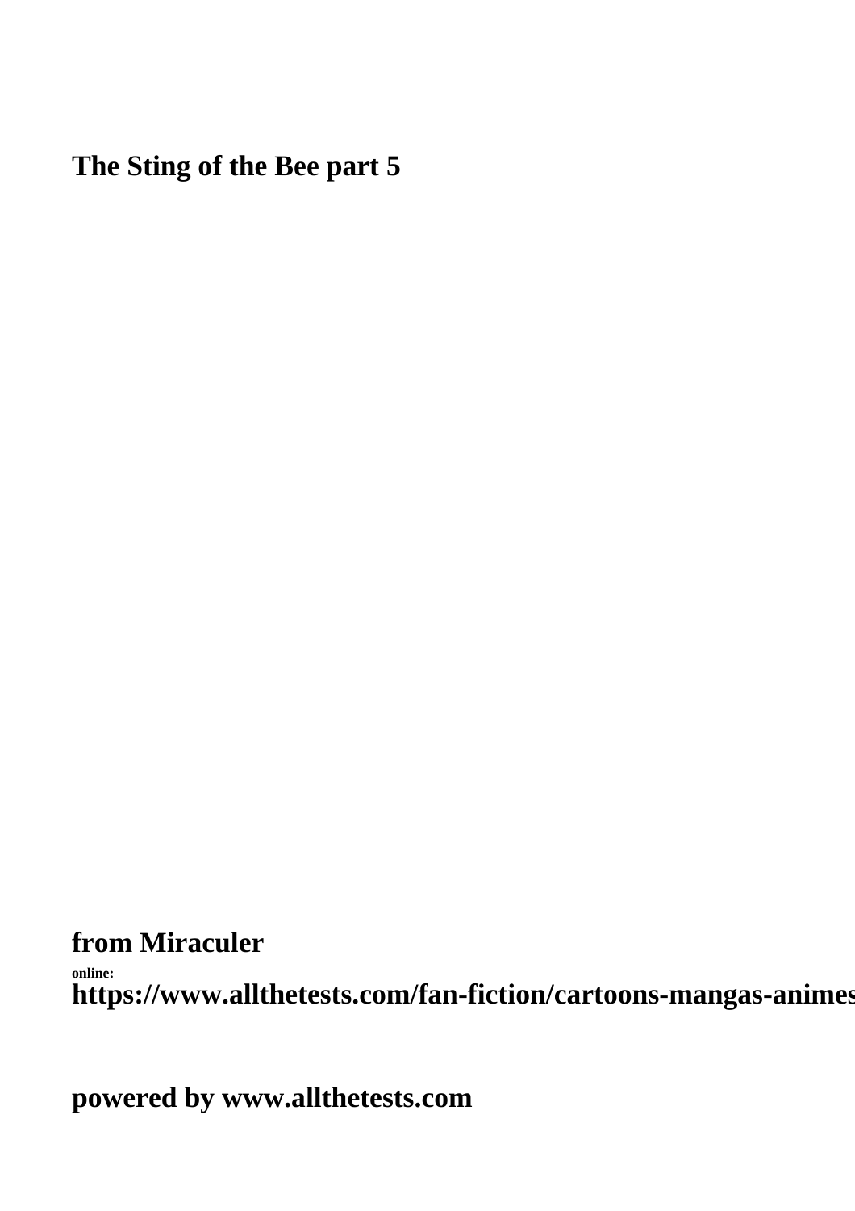**The Sting of the Bee part 5**

**from Miraculer**

**online:**
**https://www.allthetests.com/fan-fiction/cartoons-mangas-animes**

**powered by www.allthetests.com**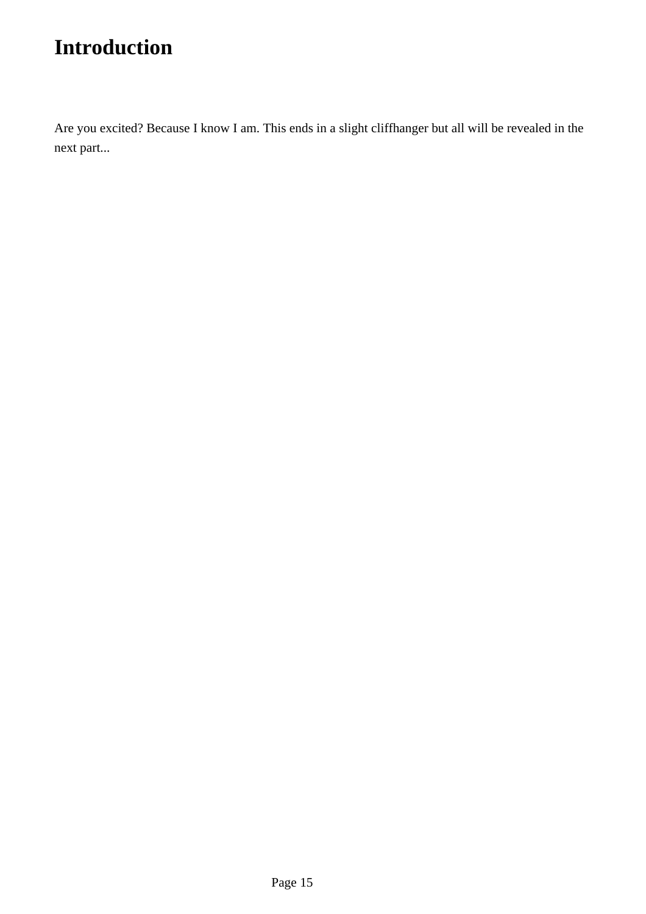# Introduction

Are you excited? Because I know I am. This ends in a slight cliffhanger but all will be revealed in the next part...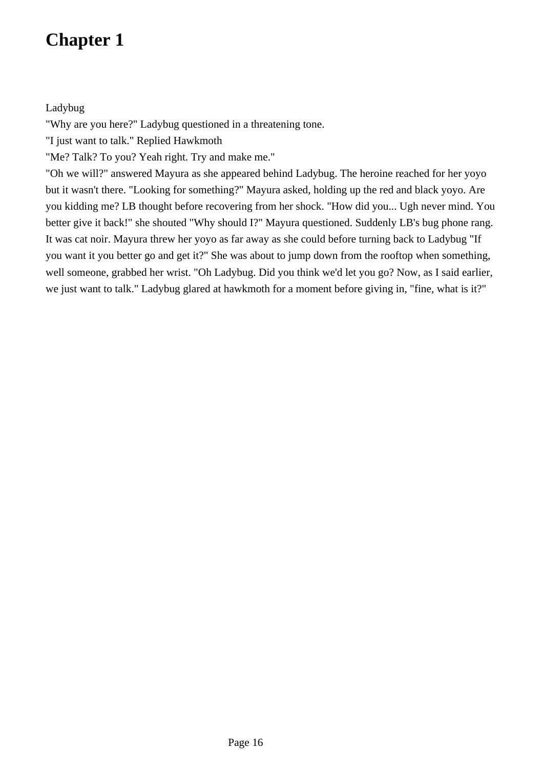# Chapter 1

Ladybug

"Why are you here?" Ladybug questioned in a threatening tone.

"I just want to talk." Replied Hawkmoth

"Me? Talk? To you? Yeah right. Try and make me."

"Oh we will?" answered Mayura as she appeared behind Ladybug. The heroine reached for her yoyo but it wasn't there. "Looking for something?" Mayura asked, holding up the red and black yoyo. Are you kidding me? LB thought before recovering from her shock. "How did you... Ugh never mind. You better give it back!" she shouted "Why should I?" Mayura questioned. Suddenly LB's bug phone rang. It was cat noir. Mayura threw her yoyo as far away as she could before turning back to Ladybug "If you want it you better go and get it?" She was about to jump down from the rooftop when something, well someone, grabbed her wrist. "Oh Ladybug. Did you think we'd let you go? Now, as I said earlier, we just want to talk." Ladybug glared at hawkmoth for a moment before giving in, "fine, what is it?"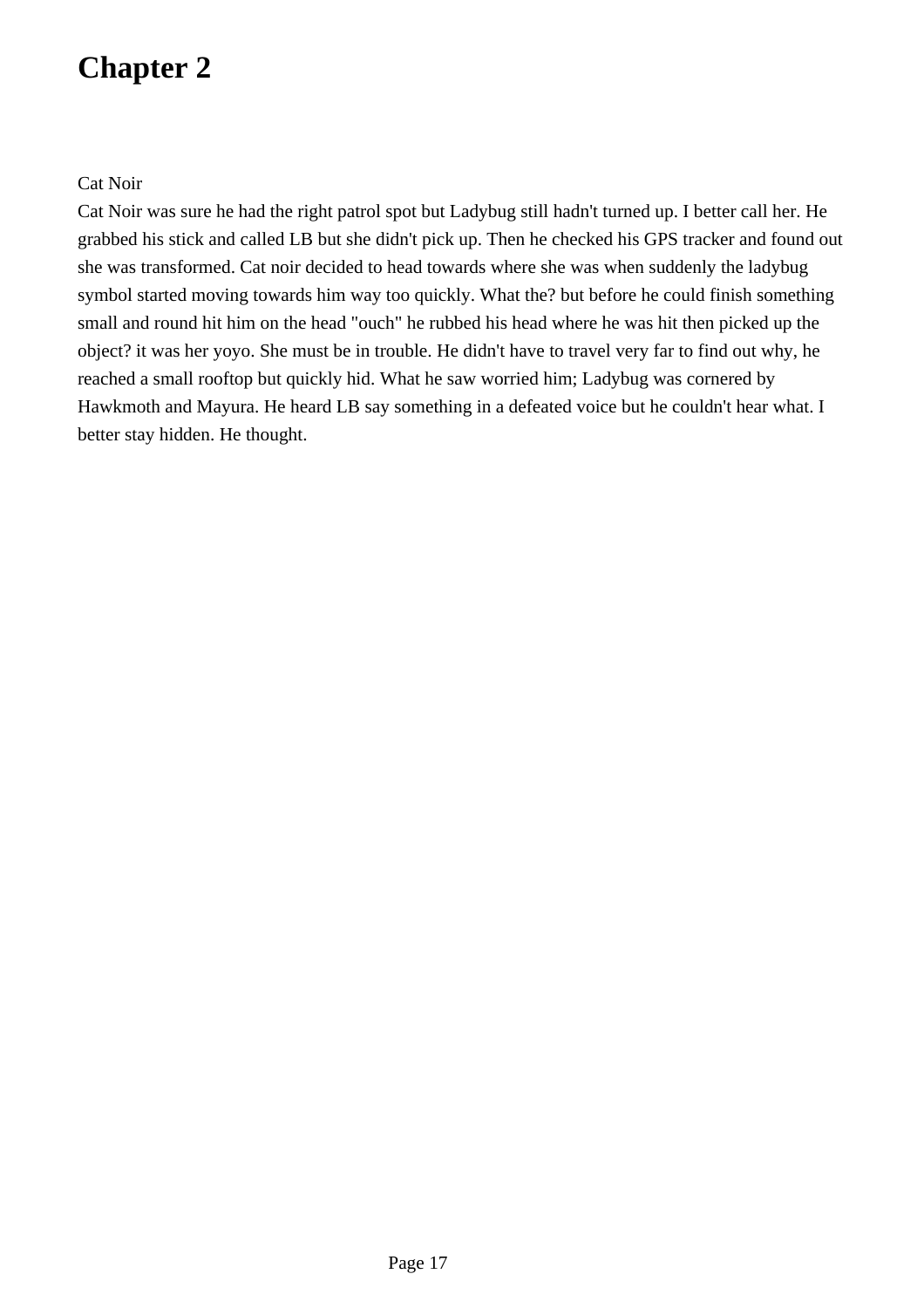# Chapter 2

Cat Noir

Cat Noir was sure he had the right patrol spot but Ladybug still hadn't turned up. I better call her. He grabbed his stick and called LB but she didn't pick up. Then he checked his GPS tracker and found out she was transformed. Cat noir decided to head towards where she was when suddenly the ladybug symbol started moving towards him way too quickly. What the? but before he could finish something small and round hit him on the head "ouch" he rubbed his head where he was hit then picked up the object? it was her yoyo. She must be in trouble. He didn't have to travel very far to find out why, he reached a small rooftop but quickly hid. What he saw worried him; Ladybug was cornered by Hawkmoth and Mayura. He heard LB say something in a defeated voice but he couldn't hear what. I better stay hidden. He thought.